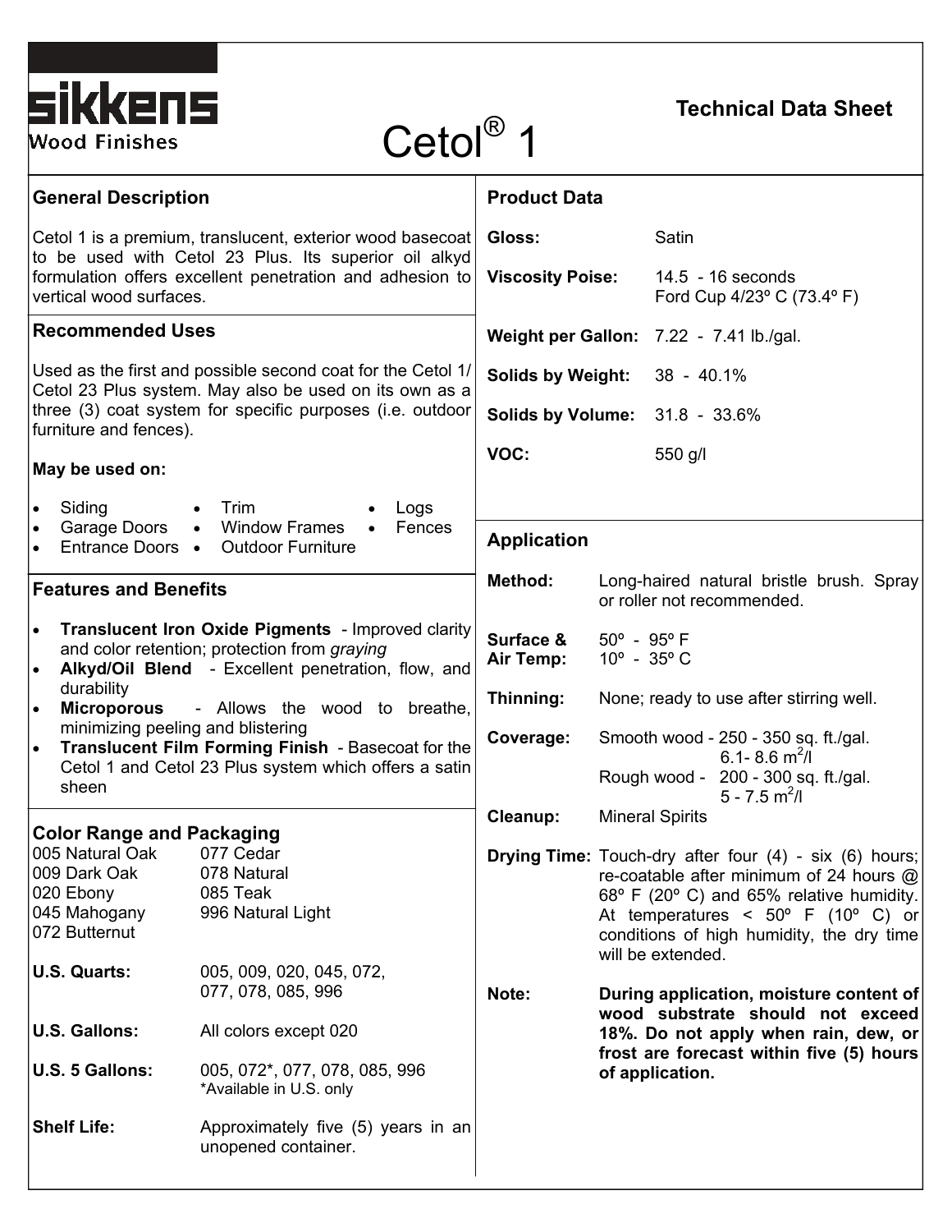# Cetol® 1

sikkens Wood Finishes

**Technical Data Sheet**

## General Description

Cetol 1 is a premium, translucent, exterior wood basecoat to be used with Cetol 23 Plus. Its superior oil alkyd formulation offers excellent penetration and adhesion to vertical wood surfaces.

## Recommended Uses

Used as the first and possible second coat for the Cetol 1/ Cetol 23 Plus system. May also be used on its own as a three (3) coat system for specific purposes (i.e. outdoor furniture and fences).

**May be used on:**

- Siding
- Garage Doors
- Entrance Doors
- Trim
- Window Frames
- Outdoor Furniture
- Logs
- Fences

## Features and Benefits

- **Translucent Iron Oxide Pigments** - Improved clarity and color retention; protection from *graying*
- **Alkyd/Oil Blend** - Excellent penetration, flow, and durability
- **Microporous** - Allows the wood to breathe, minimizing peeling and blistering
- **Translucent Film Forming Finish** - Basecoat for the Cetol 1 and Cetol 23 Plus system which offers a satin sheen

## Color Range and Packaging

| | |
|---|---|
| 005 Natural Oak | 077 Cedar |
| 009 Dark Oak | 078 Natural |
| 020 Ebony | 085 Teak |
| 045 Mahogany | 996 Natural Light |
| 072 Butternut | |

**U.S. Quarts:** 005, 009, 020, 045, 072, 077, 078, 085, 996

**U.S. Gallons:** All colors except 020

**U.S. 5 Gallons:** 005, 072*, 077, 078, 085, 996
*Available in U.S. only

**Shelf Life:** Approximately five (5) years in an unopened container.

## Product Data

| | |
|---|---|
| **Gloss:** | Satin |
| **Viscosity Poise:** | 14.5 - 16 seconds Ford Cup 4/23º C (73.4º F) |
| **Weight per Gallon:** | 7.22 - 7.41 lb./gal. |
| **Solids by Weight:** | 38 - 40.1% |
| **Solids by Volume:** | 31.8 - 33.6% |
| **VOC:** | 550 g/l |

## Application

**Method:** Long-haired natural bristle brush. Spray or roller not recommended.

**Surface & Air Temp:** 50º - 95º F
10º - 35º C

**Thinning:** None; ready to use after stirring well.

**Coverage:** Smooth wood - 250 - 350 sq. ft./gal.
6.1- 8.6 $m^2/l$
Rough wood - 200 - 300 sq. ft./gal.
5 - 7.5 $m^2/l$

**Cleanup:** Mineral Spirits

**Drying Time:** Touch-dry after four (4) - six (6) hours; re-coatable after minimum of 24 hours @ 68º F (20º C) and 65% relative humidity. At temperatures < 50º F (10º C) or conditions of high humidity, the dry time will be extended.

**Note:** **During application, moisture content of wood substrate should not exceed 18%. Do not apply when rain, dew, or frost are forecast within five (5) hours of application.**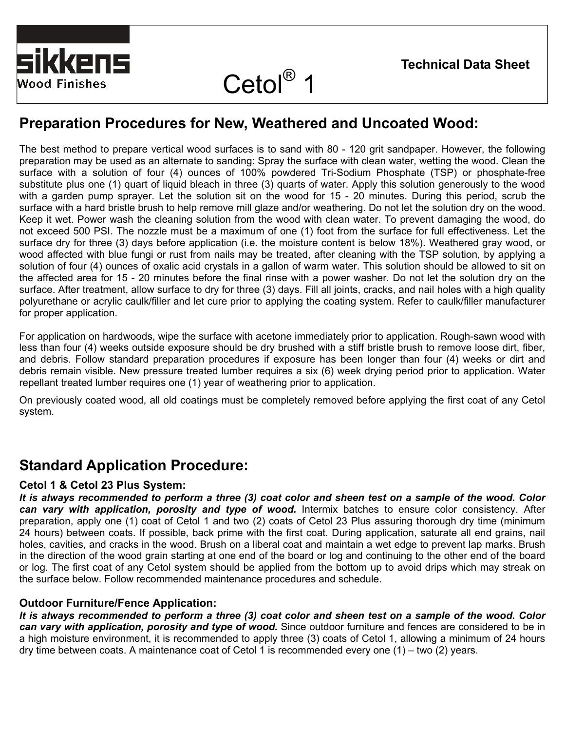sikkens
Wood Finishes

# Cetol® 1

**Technical Data Sheet**

## Preparation Procedures for New, Weathered and Uncoated Wood:

The best method to prepare vertical wood surfaces is to sand with 80 - 120 grit sandpaper. However, the following preparation may be used as an alternate to sanding: Spray the surface with clean water, wetting the wood. Clean the surface with a solution of four (4) ounces of 100% powdered Tri-Sodium Phosphate (TSP) or phosphate-free substitute plus one (1) quart of liquid bleach in three (3) quarts of water. Apply this solution generously to the wood with a garden pump sprayer. Let the solution sit on the wood for 15 - 20 minutes. During this period, scrub the surface with a hard bristle brush to help remove mill glaze and/or weathering. Do not let the solution dry on the wood. Keep it wet. Power wash the cleaning solution from the wood with clean water. To prevent damaging the wood, do not exceed 500 PSI. The nozzle must be a maximum of one (1) foot from the surface for full effectiveness. Let the surface dry for three (3) days before application (i.e. the moisture content is below 18%). Weathered gray wood, or wood affected with blue fungi or rust from nails may be treated, after cleaning with the TSP solution, by applying a solution of four (4) ounces of oxalic acid crystals in a gallon of warm water. This solution should be allowed to sit on the affected area for 15 - 20 minutes before the final rinse with a power washer. Do not let the solution dry on the surface. After treatment, allow surface to dry for three (3) days. Fill all joints, cracks, and nail holes with a high quality polyurethane or acrylic caulk/filler and let cure prior to applying the coating system. Refer to caulk/filler manufacturer for proper application.

For application on hardwoods, wipe the surface with acetone immediately prior to application. Rough-sawn wood with less than four (4) weeks outside exposure should be dry brushed with a stiff bristle brush to remove loose dirt, fiber, and debris. Follow standard preparation procedures if exposure has been longer than four (4) weeks or dirt and debris remain visible. New pressure treated lumber requires a six (6) week drying period prior to application. Water repellant treated lumber requires one (1) year of weathering prior to application.

On previously coated wood, all old coatings must be completely removed before applying the first coat of any Cetol system.

## Standard Application Procedure:

### Cetol 1 & Cetol 23 Plus System:

***It is always recommended to perform a three (3) coat color and sheen test on a sample of the wood. Color can vary with application, porosity and type of wood.*** Intermix batches to ensure color consistency. After preparation, apply one (1) coat of Cetol 1 and two (2) coats of Cetol 23 Plus assuring thorough dry time (minimum 24 hours) between coats. If possible, back prime with the first coat. During application, saturate all end grains, nail holes, cavities, and cracks in the wood. Brush on a liberal coat and maintain a wet edge to prevent lap marks. Brush in the direction of the wood grain starting at one end of the board or log and continuing to the other end of the board or log. The first coat of any Cetol system should be applied from the bottom up to avoid drips which may streak on the surface below. Follow recommended maintenance procedures and schedule.

### Outdoor Furniture/Fence Application:

***It is always recommended to perform a three (3) coat color and sheen test on a sample of the wood. Color can vary with application, porosity and type of wood.*** Since outdoor furniture and fences are considered to be in a high moisture environment, it is recommended to apply three (3) coats of Cetol 1, allowing a minimum of 24 hours dry time between coats. A maintenance coat of Cetol 1 is recommended every one (1) – two (2) years.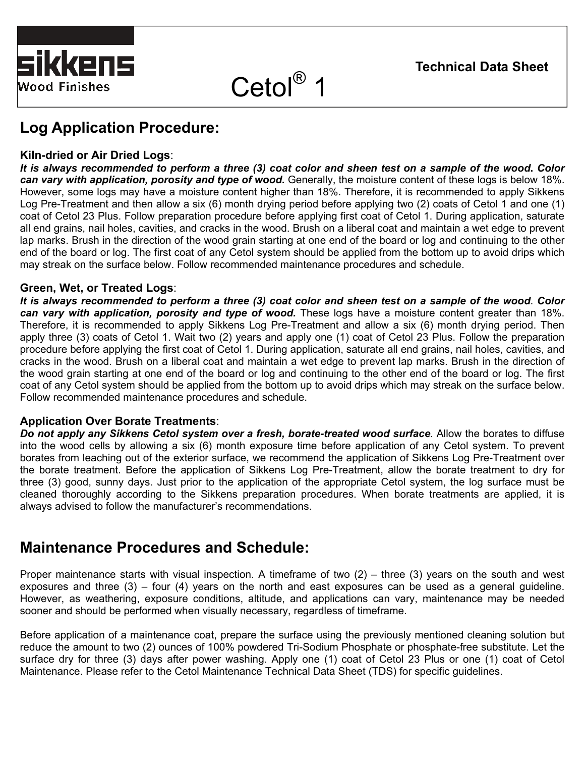# Log Application Procedure:

**Kiln-dried or Air Dried Logs**:

***It is always recommended to perform a three (3) coat color and sheen test on a sample of the wood. Color can vary with application, porosity and type of wood.*** Generally, the moisture content of these logs is below 18%. However, some logs may have a moisture content higher than 18%. Therefore, it is recommended to apply Sikkens Log Pre-Treatment and then allow a six (6) month drying period before applying two (2) coats of Cetol 1 and one (1) coat of Cetol 23 Plus. Follow preparation procedure before applying first coat of Cetol 1. During application, saturate all end grains, nail holes, cavities, and cracks in the wood. Brush on a liberal coat and maintain a wet edge to prevent lap marks. Brush in the direction of the wood grain starting at one end of the board or log and continuing to the other end of the board or log. The first coat of any Cetol system should be applied from the bottom up to avoid drips which may streak on the surface below. Follow recommended maintenance procedures and schedule.

**Green, Wet, or Treated Logs**:

***It is always recommended to perform a three (3) coat color and sheen test on a sample of the wood. Color can vary with application, porosity and type of wood.*** These logs have a moisture content greater than 18%. Therefore, it is recommended to apply Sikkens Log Pre-Treatment and allow a six (6) month drying period. Then apply three (3) coats of Cetol 1. Wait two (2) years and apply one (1) coat of Cetol 23 Plus. Follow the preparation procedure before applying the first coat of Cetol 1. During application, saturate all end grains, nail holes, cavities, and cracks in the wood. Brush on a liberal coat and maintain a wet edge to prevent lap marks. Brush in the direction of the wood grain starting at one end of the board or log and continuing to the other end of the board or log. The first coat of any Cetol system should be applied from the bottom up to avoid drips which may streak on the surface below. Follow recommended maintenance procedures and schedule.

**Application Over Borate Treatments**:

***Do not apply any Sikkens Cetol system over a fresh, borate-treated wood surface.*** Allow the borates to diffuse into the wood cells by allowing a six (6) month exposure time before application of any Cetol system. To prevent borates from leaching out of the exterior surface, we recommend the application of Sikkens Log Pre-Treatment over the borate treatment. Before the application of Sikkens Log Pre-Treatment, allow the borate treatment to dry for three (3) good, sunny days. Just prior to the application of the appropriate Cetol system, the log surface must be cleaned thoroughly according to the Sikkens preparation procedures. When borate treatments are applied, it is always advised to follow the manufacturer's recommendations.

# Maintenance Procedures and Schedule:

Proper maintenance starts with visual inspection. A timeframe of two (2) – three (3) years on the south and west exposures and three (3) – four (4) years on the north and east exposures can be used as a general guideline. However, as weathering, exposure conditions, altitude, and applications can vary, maintenance may be needed sooner and should be performed when visually necessary, regardless of timeframe.

Before application of a maintenance coat, prepare the surface using the previously mentioned cleaning solution but reduce the amount to two (2) ounces of 100% powdered Tri-Sodium Phosphate or phosphate-free substitute. Let the surface dry for three (3) days after power washing. Apply one (1) coat of Cetol 23 Plus or one (1) coat of Cetol Maintenance. Please refer to the Cetol Maintenance Technical Data Sheet (TDS) for specific guidelines.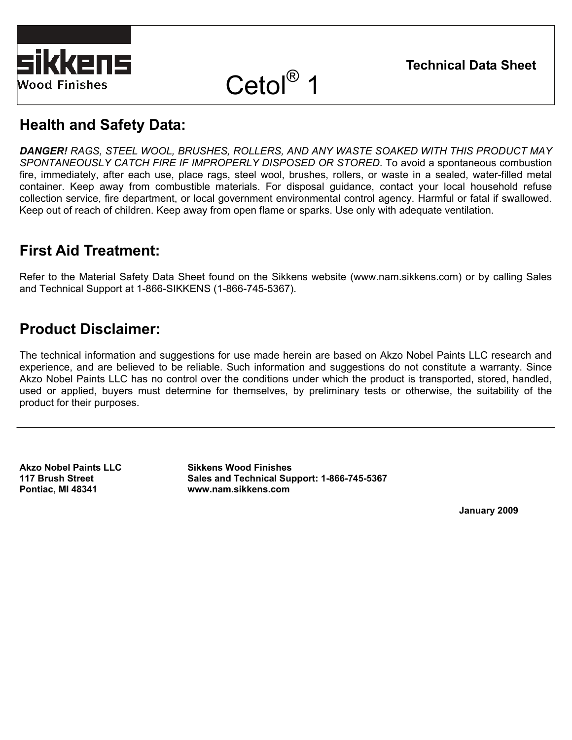## Health and Safety Data:

***DANGER!*** *RAGS, STEEL WOOL, BRUSHES, ROLLERS, AND ANY WASTE SOAKED WITH THIS PRODUCT MAY SPONTANEOUSLY CATCH FIRE IF IMPROPERLY DISPOSED OR STORED*. To avoid a spontaneous combustion fire, immediately, after each use, place rags, steel wool, brushes, rollers, or waste in a sealed, water-filled metal container. Keep away from combustible materials. For disposal guidance, contact your local household refuse collection service, fire department, or local government environmental control agency. Harmful or fatal if swallowed. Keep out of reach of children. Keep away from open flame or sparks. Use only with adequate ventilation.

## First Aid Treatment:

Refer to the Material Safety Data Sheet found on the Sikkens website (www.nam.sikkens.com) or by calling Sales and Technical Support at 1-866-SIKKENS (1-866-745-5367).

## Product Disclaimer:

The technical information and suggestions for use made herein are based on Akzo Nobel Paints LLC research and experience, and are believed to be reliable. Such information and suggestions do not constitute a warranty. Since Akzo Nobel Paints LLC has no control over the conditions under which the product is transported, stored, handled, used or applied, buyers must determine for themselves, by preliminary tests or otherwise, the suitability of the product for their purposes.

---

**Akzo Nobel Paints LLC**
**117 Brush Street**
**Pontiac, MI 48341**

**Sikkens Wood Finishes**
**Sales and Technical Support: 1-866-745-5367**
**www.nam.sikkens.com**

**January 2009**